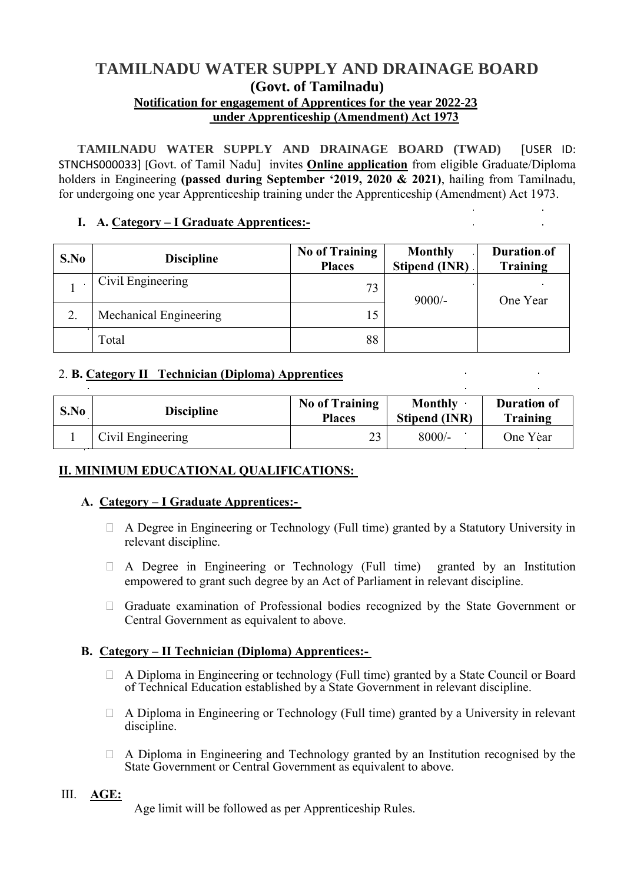# TAMILNADU WATER SUPPLY AND DRAINAGE BOARD

## (Govt. of Tamilnadu)

### Notification for engagement of Apprentices for the year 2022-23 under Apprenticeship (Amendment) Act 1973

**TAMILNADU WATER SUPPLY AND DRAINAGE BOARD (TWAD)** [USER ID: STNCHS000033] [Govt. of Tamil Nadu] invites **Online application** from eligible Graduate/Diploma holders in Engineering **(passed during September '2019, 2020 & 2021)**, hailing from Tamilnadu, for undergoing one year Apprenticeship training under the Apprenticeship (Amendment) Act 1973.

**I. A. Category – I Graduate Apprentices:-**

| S.No | Discipline | No of Training Places | Monthly Stipend (INR) | Duration of Training |
|---|---|---|---|---|
| 1 | Civil Engineering | 73 | 9000/- | One Year |
| 2. | Mechanical Engineering | 15 | | |
| | Total | 88 | | |

2. **B. Category II Technician (Diploma) Apprentices**

| S.No | Discipline | No of Training Places | Monthly Stipend (INR) | Duration of Training |
|---|---|---|---|---|
| 1 | Civil Engineering | 23 | 8000/- | One Year |

## II. MINIMUM EDUCATIONAL QUALIFICATIONS:

### A. Category – I Graduate Apprentices:-

- A Degree in Engineering or Technology (Full time) granted by a Statutory University in relevant discipline.
- A Degree in Engineering or Technology (Full time) granted by an Institution empowered to grant such degree by an Act of Parliament in relevant discipline.
- Graduate examination of Professional bodies recognized by the State Government or Central Government as equivalent to above.

### B. Category – II Technician (Diploma) Apprentices:-

- A Diploma in Engineering or technology (Full time) granted by a State Council or Board of Technical Education established by a State Government in relevant discipline.
- A Diploma in Engineering or Technology (Full time) granted by a University in relevant discipline.
- A Diploma in Engineering and Technology granted by an Institution recognised by the State Government or Central Government as equivalent to above.

## III. AGE:

Age limit will be followed as per Apprenticeship Rules.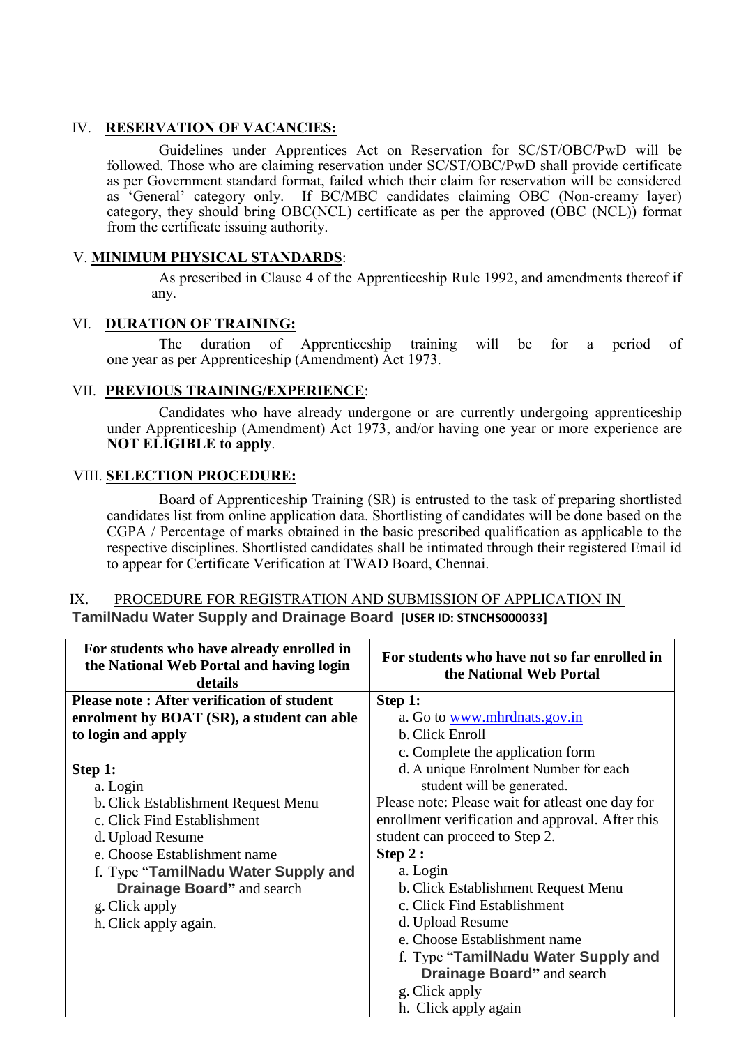## IV. RESERVATION OF VACANCIES:

Guidelines under Apprentices Act on Reservation for SC/ST/OBC/PwD will be followed. Those who are claiming reservation under SC/ST/OBC/PwD shall provide certificate as per Government standard format, failed which their claim for reservation will be considered as 'General' category only. If BC/MBC candidates claiming OBC (Non-creamy layer) category, they should bring OBC(NCL) certificate as per the approved (OBC (NCL)) format from the certificate issuing authority.

## V. MINIMUM PHYSICAL STANDARDS:

As prescribed in Clause 4 of the Apprenticeship Rule 1992, and amendments thereof if any.

## VI. DURATION OF TRAINING:

The duration of Apprenticeship training will be for a period of one year as per Apprenticeship (Amendment) Act 1973.

## VII. PREVIOUS TRAINING/EXPERIENCE:

Candidates who have already undergone or are currently undergoing apprenticeship under Apprenticeship (Amendment) Act 1973, and/or having one year or more experience are **NOT ELIGIBLE to apply**.

## VIII. SELECTION PROCEDURE:

Board of Apprenticeship Training (SR) is entrusted to the task of preparing shortlisted candidates list from online application data. Shortlisting of candidates will be done based on the CGPA / Percentage of marks obtained in the basic prescribed qualification as applicable to the respective disciplines. Shortlisted candidates shall be intimated through their registered Email id to appear for Certificate Verification at TWAD Board, Chennai.

## IX. PROCEDURE FOR REGISTRATION AND SUBMISSION OF APPLICATION IN TamilNadu Water Supply and Drainage Board [USER ID: STNCHS000033]

| For students who have already enrolled in the National Web Portal and having login details | For students who have not so far enrolled in the National Web Portal |
|---|---|
| **Please note : After verification of student enrolment by BOAT (SR), a student can able to login and apply**<br><br>**Step 1:**<br>a. Login<br>b. Click Establishment Request Menu<br>c. Click Find Establishment<br>d. Upload Resume<br>e. Choose Establishment name<br>f. Type "**TamilNadu Water Supply and Drainage Board"** and search<br>g. Click apply<br>h. Click apply again. | **Step 1:**<br>a. Go to www.mhrdnats.gov.in<br>b. Click Enroll<br>c. Complete the application form<br>d. A unique Enrolment Number for each student will be generated.<br>Please note: Please wait for atleast one day for enrollment verification and approval. After this student can proceed to Step 2.<br>**Step 2 :**<br>a. Login<br>b. Click Establishment Request Menu<br>c. Click Find Establishment<br>d. Upload Resume<br>e. Choose Establishment name<br>f. Type "**TamilNadu Water Supply and Drainage Board"** and search<br>g. Click apply<br>h. Click apply again |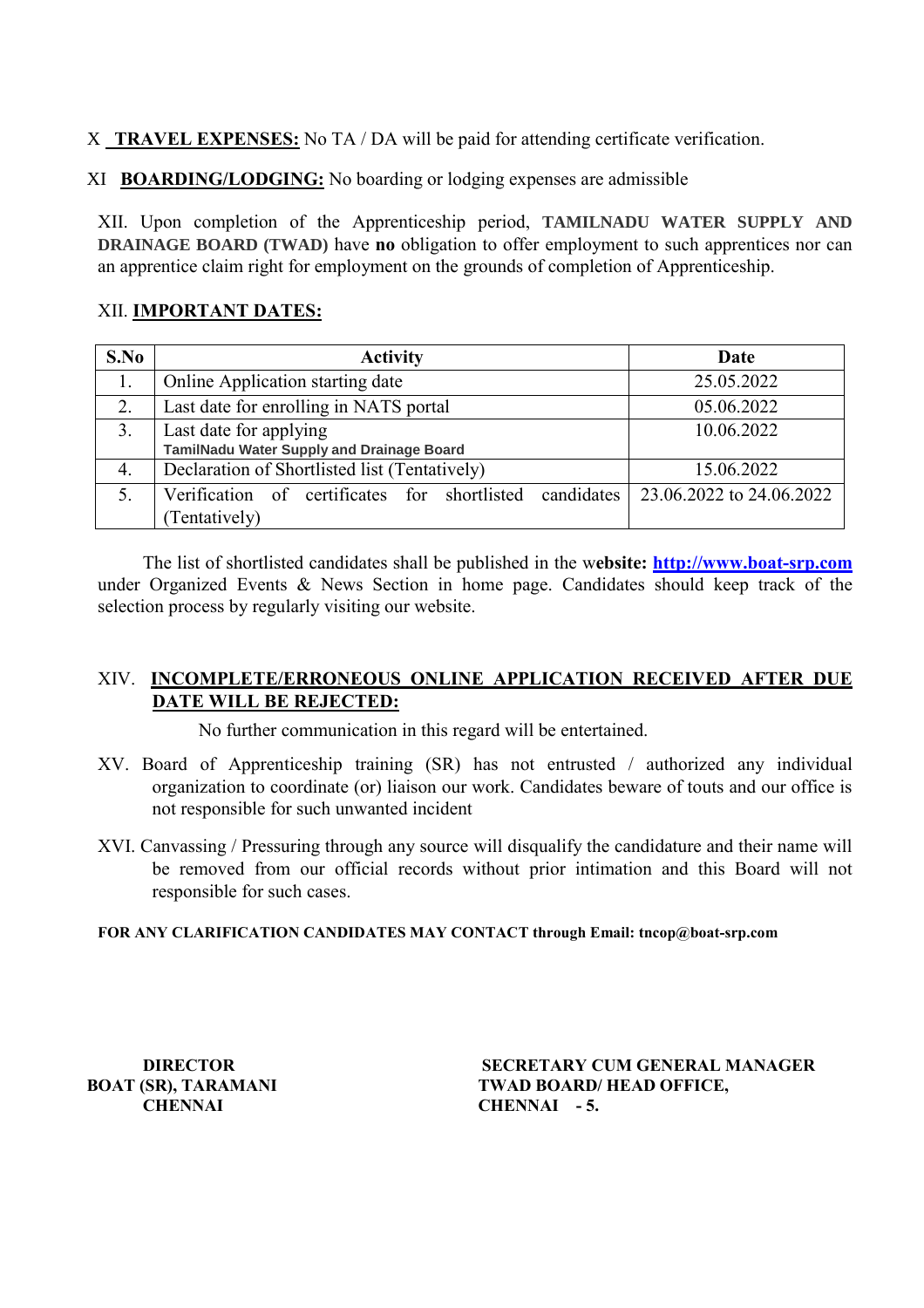X **TRAVEL EXPENSES:** No TA / DA will be paid for attending certificate verification.

XI **BOARDING/LODGING:** No boarding or lodging expenses are admissible

XII. Upon completion of the Apprenticeship period, **TAMILNADU WATER SUPPLY AND DRAINAGE BOARD (TWAD)** have **no** obligation to offer employment to such apprentices nor can an apprentice claim right for employment on the grounds of completion of Apprenticeship.

XII. **IMPORTANT DATES:**

| S.No | Activity | Date |
|---|---|---|
| 1. | Online Application starting date | 25.05.2022 |
| 2. | Last date for enrolling in NATS portal | 05.06.2022 |
| 3. | Last date for applying **TamilNadu Water Supply and Drainage Board** | 10.06.2022 |
| 4. | Declaration of Shortlisted list (Tentatively) | 15.06.2022 |
| 5. | Verification of certificates for shortlisted candidates (Tentatively) | 23.06.2022 to 24.06.2022 |

The list of shortlisted candidates shall be published in the w**ebsite:** **http://www.boat-srp.com** under Organized Events & News Section in home page. Candidates should keep track of the selection process by regularly visiting our website.

XIV. **INCOMPLETE/ERRONEOUS ONLINE APPLICATION RECEIVED AFTER DUE DATE WILL BE REJECTED:**

No further communication in this regard will be entertained.

XV. Board of Apprenticeship training (SR) has not entrusted / authorized any individual organization to coordinate (or) liaison our work. Candidates beware of touts and our office is not responsible for such unwanted incident

XVI. Canvassing / Pressuring through any source will disqualify the candidature and their name will be removed from our official records without prior intimation and this Board will not responsible for such cases.

**FOR ANY CLARIFICATION CANDIDATES MAY CONTACT through Email: tncop@boat-srp.com**

**DIRECTOR**
**BOAT (SR), TARAMANI**
**CHENNAI**

**SECRETARY CUM GENERAL MANAGER**
**TWAD BOARD/ HEAD OFFICE,**
**CHENNAI - 5.**